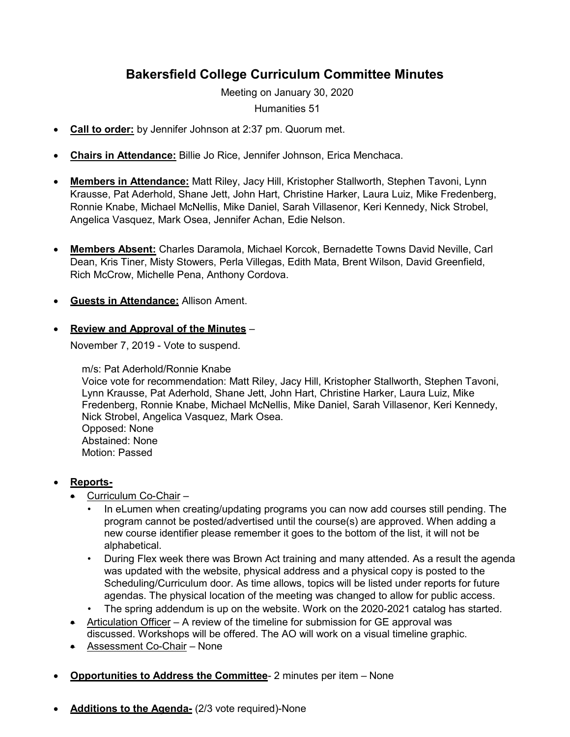# Bakersfield College Curriculum Committee Minutes

Meeting on January 30, 2020

Humanities 51

- **Call to order:** by Jennifer Johnson at 2:37 pm. Quorum met.

- **Chairs in Attendance:** Billie Jo Rice, Jennifer Johnson, Erica Menchaca.

- **Members in Attendance:** Matt Riley, Jacy Hill, Kristopher Stallworth, Stephen Tavoni, Lynn Krausse, Pat Aderhold, Shane Jett, John Hart, Christine Harker, Laura Luiz, Mike Fredenberg, Ronnie Knabe, Michael McNellis, Mike Daniel, Sarah Villasenor, Keri Kennedy, Nick Strobel, Angelica Vasquez, Mark Osea, Jennifer Achan, Edie Nelson.

- **Members Absent:** Charles Daramola, Michael Korcok, Bernadette Towns David Neville, Carl Dean, Kris Tiner, Misty Stowers, Perla Villegas, Edith Mata, Brent Wilson, David Greenfield, Rich McCrow, Michelle Pena, Anthony Cordova.

- **Guests in Attendance:** Allison Ament.

- **Review and Approval of the Minutes** –

  November 7, 2019 - Vote to suspend.

  m/s: Pat Aderhold/Ronnie Knabe
  Voice vote for recommendation: Matt Riley, Jacy Hill, Kristopher Stallworth, Stephen Tavoni, Lynn Krausse, Pat Aderhold, Shane Jett, John Hart, Christine Harker, Laura Luiz, Mike Fredenberg, Ronnie Knabe, Michael McNellis, Mike Daniel, Sarah Villasenor, Keri Kennedy, Nick Strobel, Angelica Vasquez, Mark Osea.
  Opposed: None
  Abstained: None
  Motion: Passed

- **Reports-**
  - Curriculum Co-Chair –
    - In eLumen when creating/updating programs you can now add courses still pending. The program cannot be posted/advertised until the course(s) are approved. When adding a new course identifier please remember it goes to the bottom of the list, it will not be alphabetical.
    - During Flex week there was Brown Act training and many attended. As a result the agenda was updated with the website, physical address and a physical copy is posted to the Scheduling/Curriculum door. As time allows, topics will be listed under reports for future agendas. The physical location of the meeting was changed to allow for public access.
    - The spring addendum is up on the website. Work on the 2020-2021 catalog has started.
  - Articulation Officer – A review of the timeline for submission for GE approval was discussed. Workshops will be offered. The AO will work on a visual timeline graphic.
  - Assessment Co-Chair – None

- **Opportunities to Address the Committee**- 2 minutes per item – None

- **Additions to the Agenda-** (2/3 vote required)-None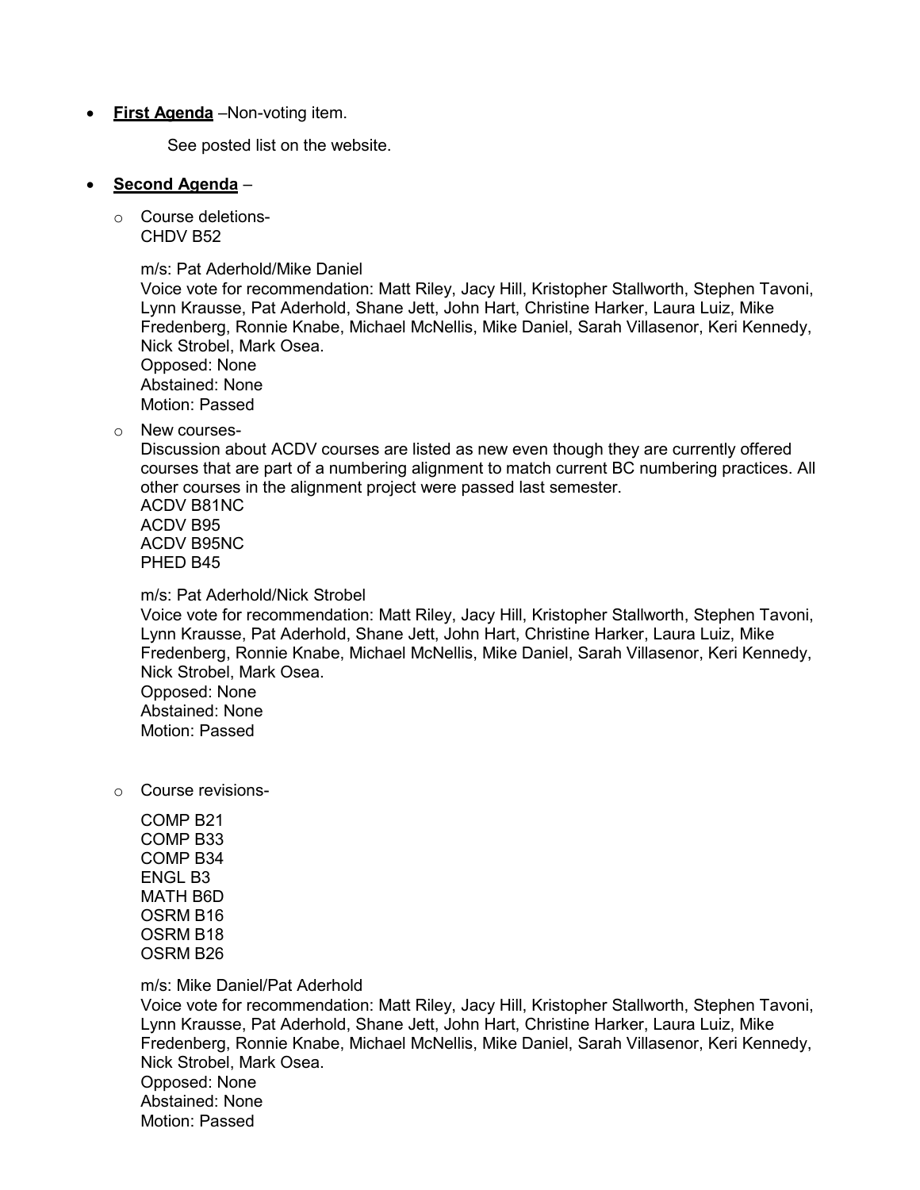- **First Agenda** –Non-voting item.

  See posted list on the website.

- **Second Agenda** –

  - Course deletions-
    CHDV B52

    m/s: Pat Aderhold/Mike Daniel
    Voice vote for recommendation: Matt Riley, Jacy Hill, Kristopher Stallworth, Stephen Tavoni, Lynn Krausse, Pat Aderhold, Shane Jett, John Hart, Christine Harker, Laura Luiz, Mike Fredenberg, Ronnie Knabe, Michael McNellis, Mike Daniel, Sarah Villasenor, Keri Kennedy, Nick Strobel, Mark Osea.
    Opposed: None
    Abstained: None
    Motion: Passed

  - New courses-
    Discussion about ACDV courses are listed as new even though they are currently offered courses that are part of a numbering alignment to match current BC numbering practices. All other courses in the alignment project were passed last semester.
    ACDV B81NC
    ACDV B95
    ACDV B95NC
    PHED B45

    m/s: Pat Aderhold/Nick Strobel
    Voice vote for recommendation: Matt Riley, Jacy Hill, Kristopher Stallworth, Stephen Tavoni, Lynn Krausse, Pat Aderhold, Shane Jett, John Hart, Christine Harker, Laura Luiz, Mike Fredenberg, Ronnie Knabe, Michael McNellis, Mike Daniel, Sarah Villasenor, Keri Kennedy, Nick Strobel, Mark Osea.
    Opposed: None
    Abstained: None
    Motion: Passed

  - Course revisions-

    COMP B21
    COMP B33
    COMP B34
    ENGL B3
    MATH B6D
    OSRM B16
    OSRM B18
    OSRM B26

    m/s: Mike Daniel/Pat Aderhold
    Voice vote for recommendation: Matt Riley, Jacy Hill, Kristopher Stallworth, Stephen Tavoni, Lynn Krausse, Pat Aderhold, Shane Jett, John Hart, Christine Harker, Laura Luiz, Mike Fredenberg, Ronnie Knabe, Michael McNellis, Mike Daniel, Sarah Villasenor, Keri Kennedy, Nick Strobel, Mark Osea.
    Opposed: None
    Abstained: None
    Motion: Passed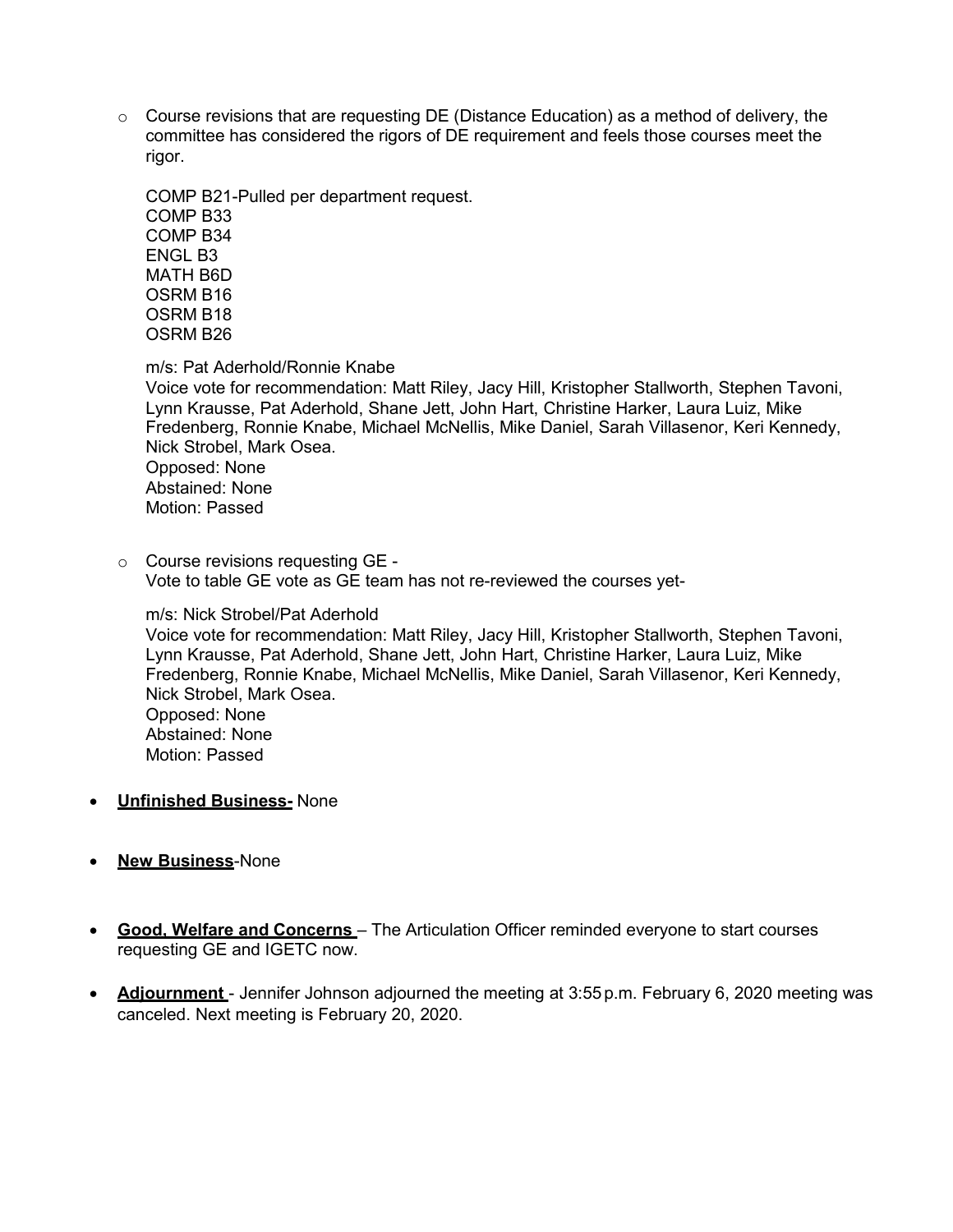- Course revisions that are requesting DE (Distance Education) as a method of delivery, the committee has considered the rigors of DE requirement and feels those courses meet the rigor.

  COMP B21-Pulled per department request.
  COMP B33
  COMP B34
  ENGL B3
  MATH B6D
  OSRM B16
  OSRM B18
  OSRM B26

  m/s: Pat Aderhold/Ronnie Knabe
  Voice vote for recommendation: Matt Riley, Jacy Hill, Kristopher Stallworth, Stephen Tavoni, Lynn Krausse, Pat Aderhold, Shane Jett, John Hart, Christine Harker, Laura Luiz, Mike Fredenberg, Ronnie Knabe, Michael McNellis, Mike Daniel, Sarah Villasenor, Keri Kennedy, Nick Strobel, Mark Osea.
  Opposed: None
  Abstained: None
  Motion: Passed

- Course revisions requesting GE -
  Vote to table GE vote as GE team has not re-reviewed the courses yet-

  m/s: Nick Strobel/Pat Aderhold
  Voice vote for recommendation: Matt Riley, Jacy Hill, Kristopher Stallworth, Stephen Tavoni, Lynn Krausse, Pat Aderhold, Shane Jett, John Hart, Christine Harker, Laura Luiz, Mike Fredenberg, Ronnie Knabe, Michael McNellis, Mike Daniel, Sarah Villasenor, Keri Kennedy, Nick Strobel, Mark Osea.
  Opposed: None
  Abstained: None
  Motion: Passed

- **Unfinished Business-** None

- **New Business**-None

- **Good, Welfare and Concerns** – The Articulation Officer reminded everyone to start courses requesting GE and IGETC now.

- **Adjournment** - Jennifer Johnson adjourned the meeting at 3:55 p.m. February 6, 2020 meeting was canceled. Next meeting is February 20, 2020.